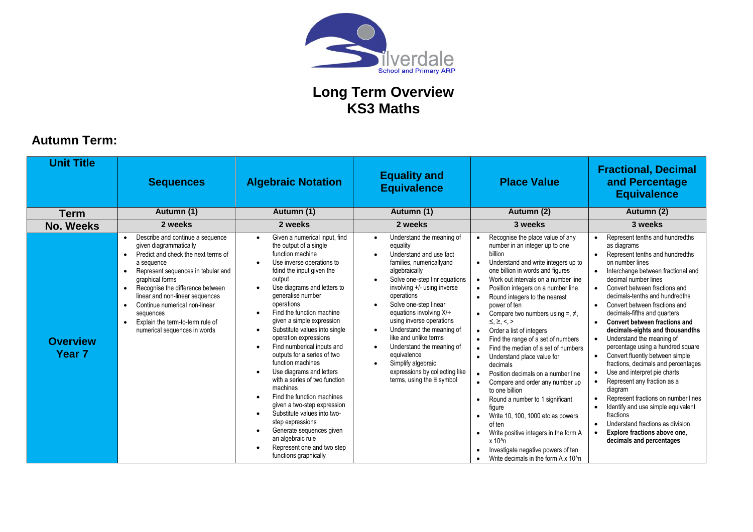Silverdale School and Primary ARP

# Long Term Overview
# KS3 Maths

## Autumn Term:

| Unit Title | Sequences | Algebraic Notation | Equality and Equivalence | Place Value | Fractional, Decimal and Percentage Equivalence |
|---|---|---|---|---|---|
| **Term** | **Autumn (1)** | **Autumn (1)** | **Autumn (1)** | **Autumn (2)** | **Autumn (2)** |
| **No. Weeks** | **2 weeks** | **2 weeks** | **2 weeks** | **3 weeks** | **3 weeks** |
| **Overview Year 7** | • Describe and continue a sequence given diagrammatically<br>• Predict and check the next terms of a sequence<br>• Represent sequences in tabular and graphical forms<br>• Recognise the difference between linear and non-linear sequences<br>• Continue numerical non-linear sequences<br>• Explain the term-to-term rule of numerical sequences in words | • Given a numerical input, find the output of a single function machine<br>• Use inverse operations to fdind the input given the output<br>• Use diagrams and letters to generalise number operations<br>• Find the function machine given a simple expression<br>• Substitute values into single operation expressions<br>• Find numberical inputs and outputs for a series of two function machines<br>• Use diagrams and letters with a series of two function machines<br>• Find the function machines given a two-step expression<br>• Substitute values into two-step expressions<br>• Generate sequences given an algebraic rule<br>• Represent one and two step functions graphically | • Understand the meaning of equality<br>• Understand and use fact families, numericallyand algebraically<br>• Solve one-step linr equations involving +/- using inverse operations<br>• Solve one-step linear equations involving X/÷ using inverse operations<br>• Understand the meaning of like and unlike terms<br>• Understand the meaning of equivalence<br>• Simplify algebraic expressions by collecting like terms, using the ≡ symbol | • Recognise the place value of any number in an integer up to one billion<br>• Understand and write integers up to one billion in words and figures<br>• Work out intervals on a number line<br>• Position integers on a number line<br>• Round integers to the nearest power of ten<br>• Compare two numbers using =, ≠, ≤, ≥, <, ><br>• Order a list of integers<br>• Find the range of a set of numbers<br>• Find the median of a set of numbers<br>• Understand place value for decimals<br>• Position decimals on a number line<br>• Compare and order any number up to one billion<br>• Round a number to 1 significant figure<br>• Write 10, 100, 1000 etc as powers of ten<br>• Write positive integers in the form A x 10^n<br>• Investigate negative powers of ten<br>• Write decimals in the form A x 10^n | • Represent tenths and hundredths as diagrams<br>• Represent tenths and hundredths on number lines<br>• Interchange between fractional and decimal number lines<br>• Convert between fractions and decimals-tenths and hundredths<br>• Convert between fractions and decimals-fifths and quarters<br>• **Convert between fractions and decimals-eights and thousandths**<br>• Understand the meaning of percentage using a hundred square<br>• Convert fluently between simple fractions, decimals and percentages<br>• Use and interpret pie charts<br>• Represent any fraction as a diagram<br>• Represent fractions on number lines<br>• Identify and use simple equivalent fractions<br>• Understand fractions as division<br>• **Explore fractions above one, decimals and percentages** |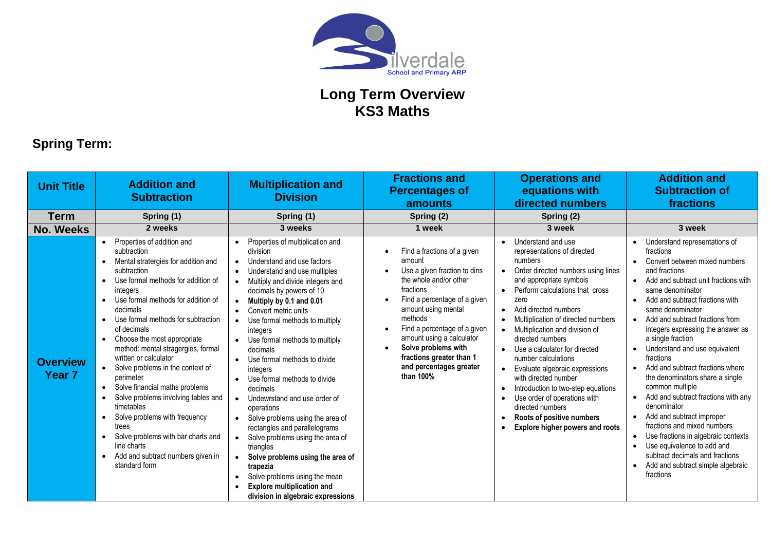Silverdale School and Primary ARP

# Long Term Overview
# KS3 Maths

## Spring Term:

| Unit Title | Addition and Subtraction | Multiplication and Division | Fractions and Percentages of amounts | Operations and equations with directed numbers | Addition and Subtraction of fractions |
|---|---|---|---|---|---|
| **Term** | Spring (1) | Spring (1) | Spring (2) | Spring (2) | |
| **No. Weeks** | 2 weeks | 3 weeks | 1 week | 3 week | 3 week |
| **Overview Year 7** | • Properties of addition and subtraction<br>• Mental stratergies for addition and subtraction<br>• Use formal methods for addition of integers<br>• Use formal methods for addition of decimals<br>• Use formal methods for subtraction of decimals<br>• Choose the most appropriate method: mental stragergies, formal written or calculator<br>• Solve problems in the context of perimeter<br>• Solve financial maths problems<br>• Solve problems involving tables and timetables<br>• Solve problems with frequency trees<br>• Solve problems with bar charts and line charts<br>• Add and subtract numbers given in standard form | • Properties of multiplication and division<br>• Understand and use factors<br>• Understand and use multiples<br>• Multiply and divide integers and decimals by powers of 10<br>• **Multiply by 0.1 and 0.01**<br>• Convert metric units<br>• Use formal methods to multiply integers<br>• Use formal methods to multiply decimals<br>• Use formal methods to divide integers<br>• Use formal methods to divide decimals<br>• Undewrstand and use order of operations<br>• Solve problems using the area of rectangles and parallelograms<br>• Solve problems using the area of triangles<br>• **Solve problems using the area of trapezia**<br>• Solve problems using the mean<br>• **Explore multiplication and division in algebraic expressions** | • Find a fractions of a given amount<br>• Use a given fraction to dins the whole and/or other fractions<br>• Find a percentage of a given amount using mental methods<br>• Find a percentage of a given amount using a calculator<br>• **Solve problems with fractions greater than 1 and percentages greater than 100%** | • Understand and use representations of directed numbers<br>• Order directed numbers using lines and appropriate symbols<br>• Perform calculations that cross zero<br>• Add directed numbers<br>• Multiplication of directed numbers<br>• Multiplication and division of directed numbers<br>• Use a calculator for directed number calculations<br>• Evaluate algebraic expressions with directed number<br>• Introduction to two-step equations<br>• Use order of operations with directed numbers<br>• **Roots of positive numbers**<br>• **Explore higher powers and roots** | • Understand representations of fractions<br>• Convert between mixed numbers and fractions<br>• Add and subtract unit fractions with same denominator<br>• Add and subtract fractions with same denominator<br>• Add and subtract fractions from integers expressing the answer as a single fraction<br>• Understand and use equivalent fractions<br>• Add and subtract fractions where the denominators share a single common multiple<br>• Add and subtract fractions with any denominator<br>• Add and subtract improper fractions and mixed numbers<br>• Use fractions in algebraic contexts<br>• Use equivalence to add and subtract decimals and fractions<br>• Add and subtract simple algebraic fractions |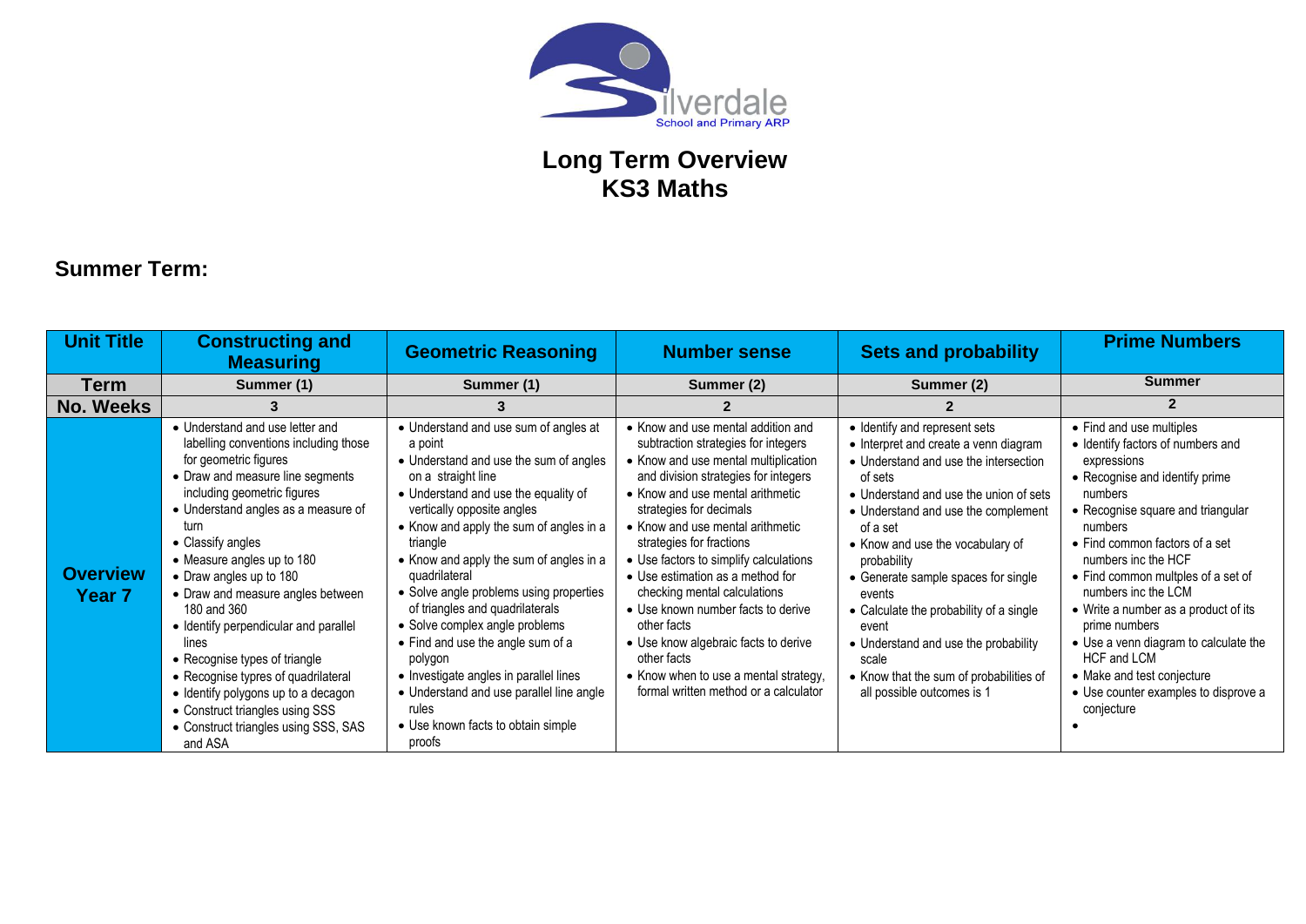Silverdale

School and Primary ARP

# Long Term Overview
# KS3 Maths

## Summer Term:

| Unit Title | Constructing and Measuring | Geometric Reasoning | Number sense | Sets and probability | Prime Numbers |
|---|---|---|---|---|---|
| Term | Summer (1) | Summer (1) | Summer (2) | Summer (2) | Summer |
| No. Weeks | 3 | 3 | 2 | 2 | 2 |
| Overview Year 7 | • Understand and use letter and labelling conventions including those for geometric figures<br>• Draw and measure line segments including geometric figures<br>• Understand angles as a measure of turn<br>• Classify angles<br>• Measure angles up to 180<br>• Draw angles up to 180<br>• Draw and measure angles between 180 and 360<br>• Identify perpendicular and parallel lines<br>• Recognise types of triangle<br>• Recognise typres of quadrilateral<br>• Identify polygons up to a decagon<br>• Construct triangles using SSS<br>• Construct triangles using SSS, SAS and ASA | • Understand and use sum of angles at a point<br>• Understand and use the sum of angles on a straight line<br>• Understand and use the equality of vertically opposite angles<br>• Know and apply the sum of angles in a triangle<br>• Know and apply the sum of angles in a quadrilateral<br>• Solve angle problems using properties of triangles and quadrilaterals<br>• Solve complex angle problems<br>• Find and use the angle sum of a polygon<br>• Investigate angles in parallel lines<br>• Understand and use parallel line angle rules<br>• Use known facts to obtain simple proofs | • Know and use mental addition and subtraction strategies for integers<br>• Know and use mental multiplication and division strategies for integers<br>• Know and use mental arithmetic strategies for decimals<br>• Know and use mental arithmetic strategies for fractions<br>• Use factors to simplify calculations<br>• Use estimation as a method for checking mental calculations<br>• Use known number facts to derive other facts<br>• Use know algebraic facts to derive other facts<br>• Know when to use a mental strategy, formal written method or a calculator | • Identify and represent sets<br>• Interpret and create a venn diagram<br>• Understand and use the intersection of sets<br>• Understand and use the union of sets<br>• Understand and use the complement of a set<br>• Know and use the vocabulary of probability<br>• Generate sample spaces for single events<br>• Calculate the probability of a single event<br>• Understand and use the probability scale<br>• Know that the sum of probabilities of all possible outcomes is 1 | • Find and use multiples<br>• Identify factors of numbers and expressions<br>• Recognise and identify prime numbers<br>• Recognise square and triangular numbers<br>• Find common factors of a set numbers inc the HCF<br>• Find common multples of a set of numbers inc the LCM<br>• Write a number as a product of its prime numbers<br>• Use a venn diagram to calculate the HCF and LCM<br>• Make and test conjecture<br>• Use counter examples to disprove a conjecture<br>• |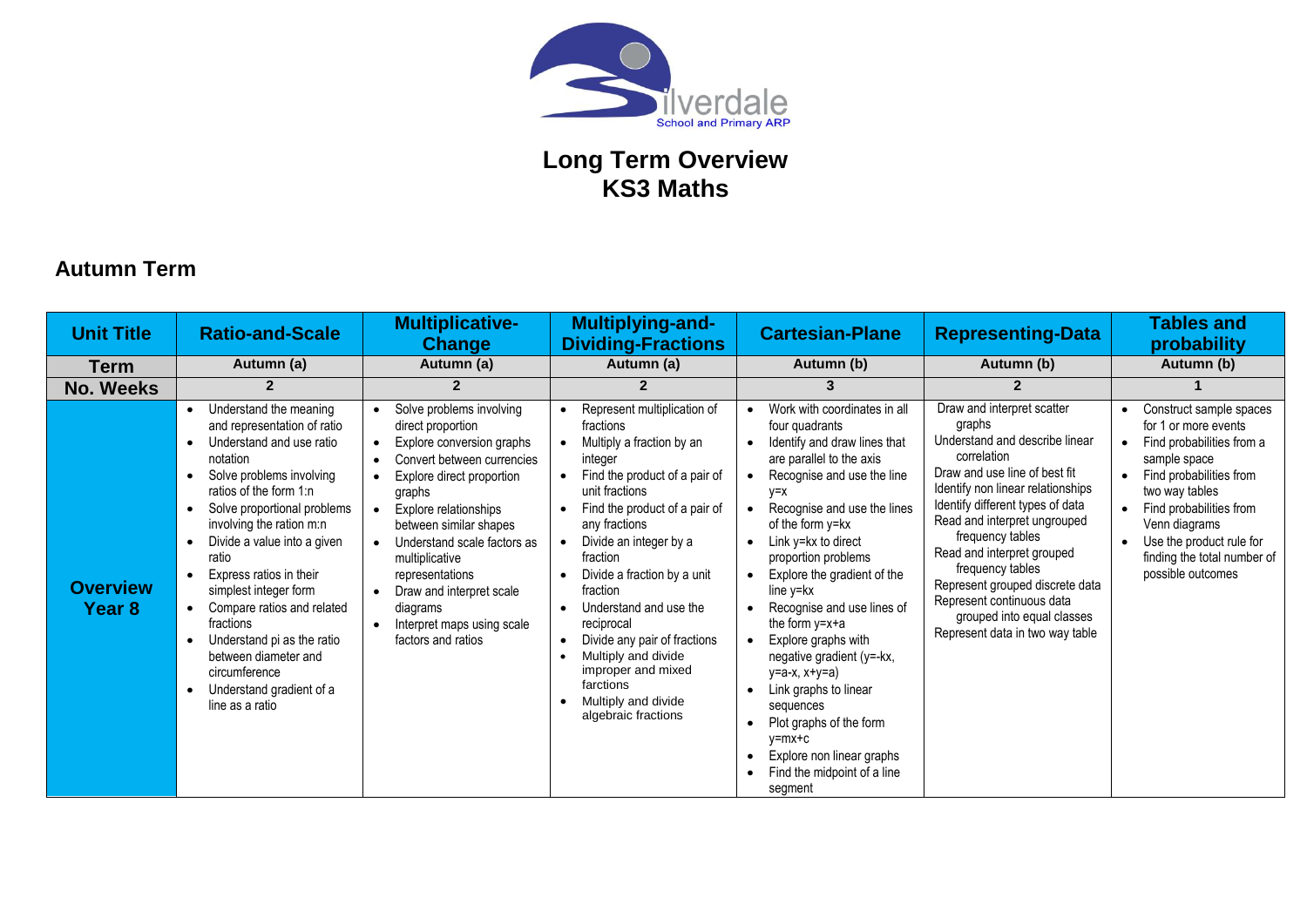Silverdale School and Primary ARP

# Long Term Overview
# KS3 Maths

## Autumn Term

| Unit Title | Ratio-and-Scale | Multiplicative-Change | Multiplying-and-Dividing-Fractions | Cartesian-Plane | Representing-Data | Tables and probability |
|---|---|---|---|---|---|---|
| **Term** | Autumn (a) | Autumn (a) | Autumn (a) | Autumn (b) | Autumn (b) | Autumn (b) |
| **No. Weeks** | 2 | 2 | 2 | 3 | 2 | 1 |
| **Overview Year 8** | • Understand the meaning and representation of ratio<br>• Understand and use ratio notation<br>• Solve problems involving ratios of the form 1:n<br>• Solve proportional problems involving the ration m:n<br>• Divide a value into a given ratio<br>• Express ratios in their simplest integer form<br>• Compare ratios and related fractions<br>• Understand pi as the ratio between diameter and circumference<br>• Understand gradient of a line as a ratio | • Solve problems involving direct proportion<br>• Explore conversion graphs<br>• Convert between currencies<br>• Explore direct proportion graphs<br>• Explore relationships between similar shapes<br>• Understand scale factors as multiplicative representations<br>• Draw and interpret scale diagrams<br>• Interpret maps using scale factors and ratios | • Represent multiplication of fractions<br>• Multiply a fraction by an integer<br>• Find the product of a pair of unit fractions<br>• Find the product of a pair of any fractions<br>• Divide an integer by a fraction<br>• Divide a fraction by a unit fraction<br>• Understand and use the reciprocal<br>• Divide any pair of fractions<br>• Multiply and divide improper and mixed farctions<br>• Multiply and divide algebraic fractions | • Work with coordinates in all four quadrants<br>• Identify and draw lines that are parallel to the axis<br>• Recognise and use the line y=x<br>• Recognise and use the lines of the form y=kx<br>• Link y=kx to direct proportion problems<br>• Explore the gradient of the line y=kx<br>• Recognise and use lines of the form y=x+a<br>• Explore graphs with negative gradient (y=-kx, y=a-x, x+y=a)<br>• Link graphs to linear sequences<br>• Plot graphs of the form y=mx+c<br>• Explore non linear graphs<br>• Find the midpoint of a line segment | Draw and interpret scatter graphs<br>Understand and describe linear correlation<br>Draw and use line of best fit<br>Identify non linear relationships<br>Identify different types of data<br>Read and interpret ungrouped frequency tables<br>Read and interpret grouped frequency tables<br>Represent grouped discrete data<br>Represent continuous data grouped into equal classes<br>Represent data in two way table | • Construct sample spaces for 1 or more events<br>• Find probabilities from a sample space<br>• Find probabilities from two way tables<br>• Find probabilities from Venn diagrams<br>• Use the product rule for finding the total number of possible outcomes |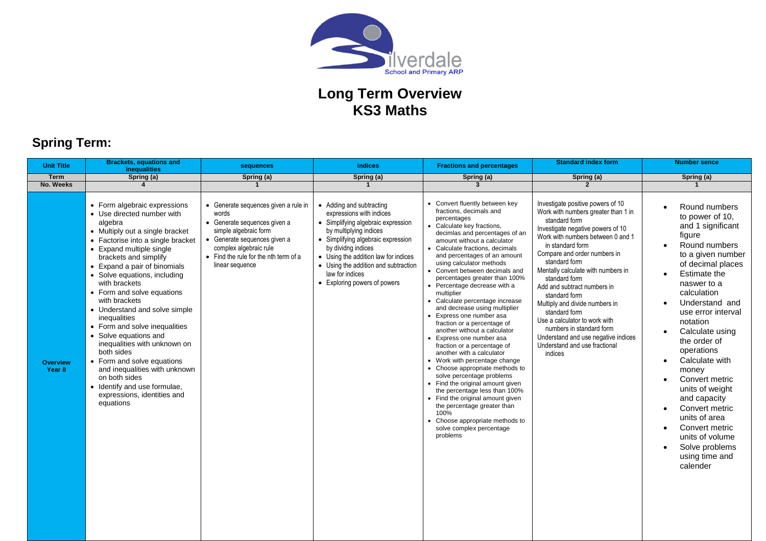# Long Term Overview
# KS3 Maths

## Spring Term:

| Unit Title | Brackets, equations and inequalities | sequences | indices | Fractions and percentages | Standard index form | Number sence |
|---|---|---|---|---|---|---|
| Term | Spring (a) | Spring (a) | Spring (a) | Spring (a) | Spring (a) | Spring (a) |
| No. Weeks | 4 | 1 | 1 | 3 | 2 | 1 |
| Overview Year 8 | • Form algebraic expressions<br>• Use directed number with algebra<br>• Multiply out a single bracket<br>• Factorise into a single bracket<br>• Expand multiple single brackets and simplify<br>• Expand a pair of binomials<br>• Solve equations, including with brackets<br>• Form and solve equations with brackets<br>• Understand and solve simple inequalities<br>• Form and solve inequalities<br>• Solve equations and inequalities with unknown on both sides<br>• Form and solve equations and inequalities with unknown on both sides<br>• Identify and use formulae, expressions, identities and equations | • Generate sequences given a rule in words<br>• Generate sequences given a simple algebraic form<br>• Generate sequences given a complex algebraic rule<br>• Find the rule for the nth term of a linear sequence | • Adding and subtracting expressions with indices<br>• Simplifying algebraic expression by multiplying indices<br>• Simplifying algebraic expression by dividng indices<br>• Using the addition law for indices<br>• Using the addition and subtraction law for indices<br>• Exploring powers of powers | • Convert fluently between key fractions, decimals and percentages<br>• Calculate key fractions, decimlas and percentages of an amount without a calculator<br>• Calculate fractions, decimals and percentages of an amount using calculator methods<br>• Convert between decimals and percentages greater than 100%<br>• Percentage decrease with a multiplier<br>• Calculate percentage increase and decrease using multiplier<br>• Express one number asa fraction or a percentage of another without a calculator<br>• Express one number asa fraction or a percentage of another with a calculator<br>• Work with percentage change<br>• Choose appropriate methods to solve percentage problems<br>• Find the original amount given the percentage less than 100%<br>• Find the original amount given the percentage greater than 100%<br>• Choose appropriate methods to solve complex percentage problems | Investigate positive powers of 10<br>Work with numbers greater than 1 in standard form<br>Investigate negative powers of 10<br>Work with numbers between 0 and 1 in standard form<br>Compare and order numbers in standard form<br>Mentally calculate with numbers in standard form<br>Add and subtract numbers in standard form<br>Multiply and divide numbers in standard form<br>Use a calculator to work with numbers in standard form<br>Understand and use negative indices<br>Understand and use fractional indices | • Round numbers to power of 10, and 1 significant figure<br>• Round numbers to a given number of decimal places<br>• Estimate the naswer to a calculation<br>• Understand and use error interval notation<br>• Calculate using the order of operations<br>• Calculate with money<br>• Convert metric units of weight and capacity<br>• Convert metric units of area<br>• Convert metric units of volume<br>• Solve problems using time and calender |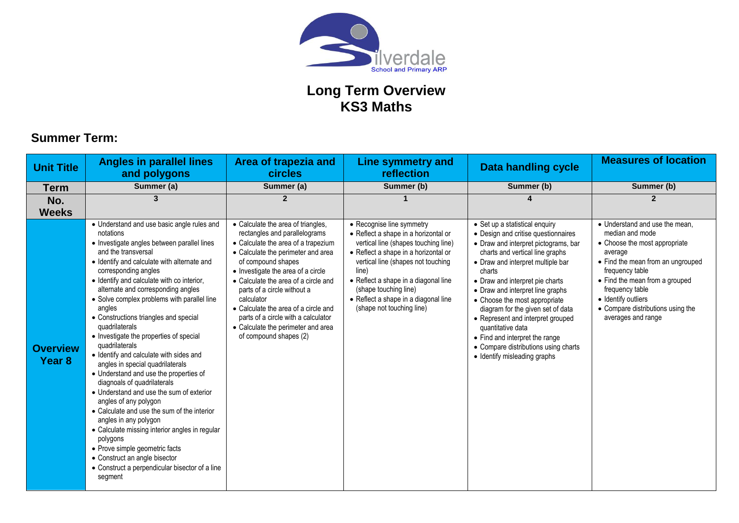Silverdale
School and Primary ARP

# Long Term Overview
# KS3 Maths

## Summer Term:

| Unit Title | Angles in parallel lines and polygons | Area of trapezia and circles | Line symmetry and reflection | Data handling cycle | Measures of location |
|---|---|---|---|---|---|
| Term | Summer (a) | Summer (a) | Summer (b) | Summer (b) | Summer (b) |
| No. Weeks | 3 | 2 | 1 | 4 | 2 |
| Overview Year 8 | • Understand and use basic angle rules and notations<br>• Investigate angles between parallel lines and the transversal<br>• Identify and calculate with alternate and corresponding angles<br>• Identify and calculate with co interior, alternate and corresponding angles<br>• Solve complex problems with parallel line angles<br>• Constructions triangles and special quadrilaterals<br>• Investigate the properties of special quadrilaterals<br>• Identify and calculate with sides and angles in special quadrilaterals<br>• Understand and use the properties of diagonals of quadrilaterals<br>• Understand and use the sum of exterior angles of any polygon<br>• Calculate and use the sum of the interior angles in any polygon<br>• Calculate missing interior angles in regular polygons<br>• Prove simple geometric facts<br>• Construct an angle bisector<br>• Construct a perpendicular bisector of a line segment | • Calculate the area of triangles, rectangles and parallelograms<br>• Calculate the area of a trapezium<br>• Calculate the perimeter and area of compound shapes<br>• Investigate the area of a circle<br>• Calculate the area of a circle and parts of a circle without a calculator<br>• Calculate the area of a circle and parts of a circle with a calculator<br>• Calculate the perimeter and area of compound shapes (2) | • Recognise line symmetry<br>• Reflect a shape in a horizontal or vertical line (shapes touching line)<br>• Reflect a shape in a horizontal or vertical line (shapes not touching line)<br>• Reflect a shape in a diagonal line (shape touching line)<br>• Reflect a shape in a diagonal line (shape not touching line) | • Set up a statistical enquiry<br>• Design and critise questionnaires<br>• Draw and interpret pictograms, bar charts and vertical line graphs<br>• Draw and interpret multiple bar charts<br>• Draw and interpret pie charts<br>• Draw and interpret line graphs<br>• Choose the most appropriate diagram for the given set of data<br>• Represent and interpret grouped quantitative data<br>• Find and interpret the range<br>• Compare distributions using charts<br>• Identify misleading graphs | • Understand and use the mean, median and mode<br>• Choose the most appropriate average<br>• Find the mean from an ungrouped frequency table<br>• Find the mean from a grouped frequency table<br>• Identify outliers<br>• Compare distributions using the averages and range |